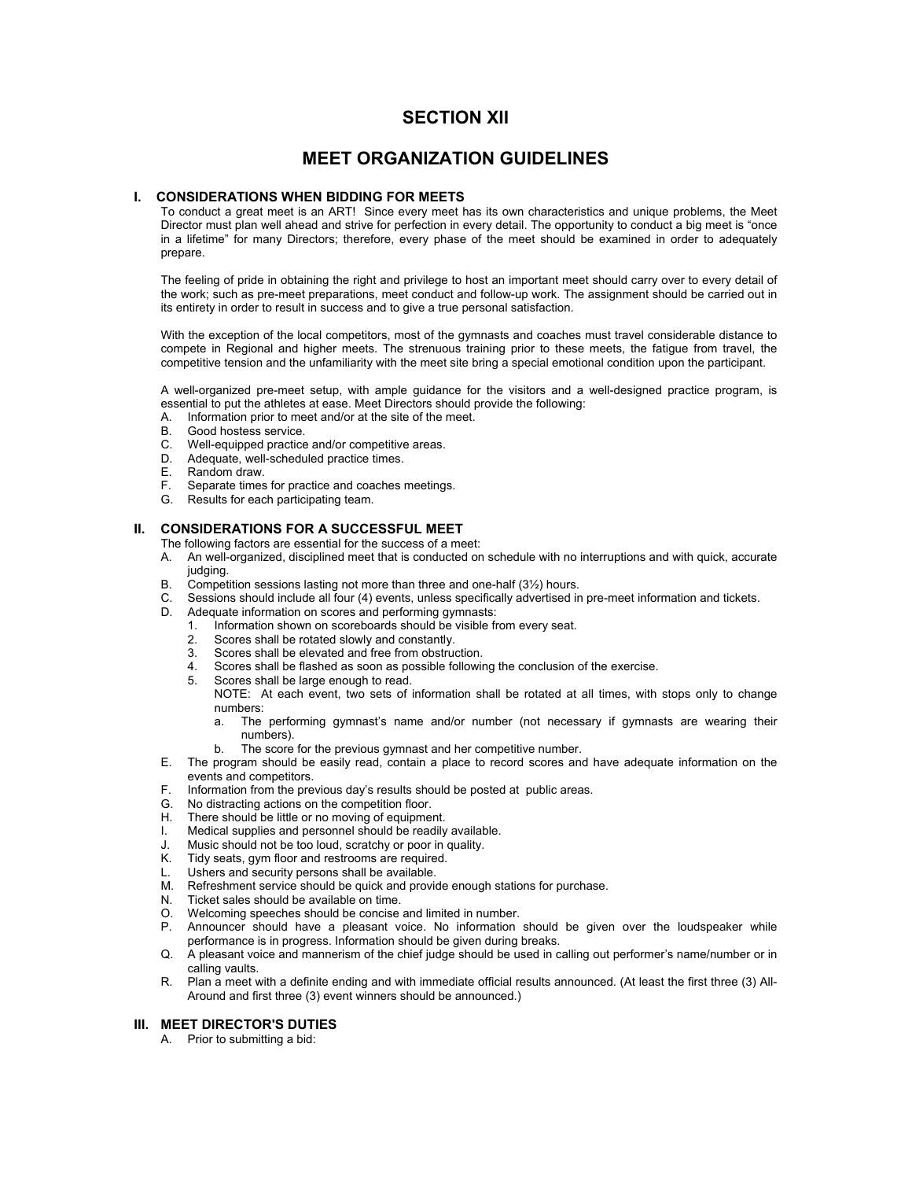# SECTION XII

# MEET ORGANIZATION GUIDELINES

## I. CONSIDERATIONS WHEN BIDDING FOR MEETS

To conduct a great meet is an ART! Since every meet has its own characteristics and unique problems, the Meet Director must plan well ahead and strive for perfection in every detail. The opportunity to conduct a big meet is "once in a lifetime" for many Directors; therefore, every phase of the meet should be examined in order to adequately prepare.

The feeling of pride in obtaining the right and privilege to host an important meet should carry over to every detail of the work; such as pre-meet preparations, meet conduct and follow-up work. The assignment should be carried out in its entirety in order to result in success and to give a true personal satisfaction.

With the exception of the local competitors, most of the gymnasts and coaches must travel considerable distance to compete in Regional and higher meets. The strenuous training prior to these meets, the fatigue from travel, the competitive tension and the unfamiliarity with the meet site bring a special emotional condition upon the participant.

A well-organized pre-meet setup, with ample guidance for the visitors and a well-designed practice program, is essential to put the athletes at ease. Meet Directors should provide the following:

A. Information prior to meet and/or at the site of the meet.
B. Good hostess service.
C. Well-equipped practice and/or competitive areas.
D. Adequate, well-scheduled practice times.
E. Random draw.
F. Separate times for practice and coaches meetings.
G. Results for each participating team.

## II. CONSIDERATIONS FOR A SUCCESSFUL MEET

The following factors are essential for the success of a meet:

A. An well-organized, disciplined meet that is conducted on schedule with no interruptions and with quick, accurate judging.
B. Competition sessions lasting not more than three and one-half (3½) hours.
C. Sessions should include all four (4) events, unless specifically advertised in pre-meet information and tickets.
D. Adequate information on scores and performing gymnasts:
   1. Information shown on scoreboards should be visible from every seat.
   2. Scores shall be rotated slowly and constantly.
   3. Scores shall be elevated and free from obstruction.
   4. Scores shall be flashed as soon as possible following the conclusion of the exercise.
   5. Scores shall be large enough to read.
      NOTE: At each event, two sets of information shall be rotated at all times, with stops only to change numbers:
      a. The performing gymnast's name and/or number (not necessary if gymnasts are wearing their numbers).
      b. The score for the previous gymnast and her competitive number.
E. The program should be easily read, contain a place to record scores and have adequate information on the events and competitors.
F. Information from the previous day's results should be posted at public areas.
G. No distracting actions on the competition floor.
H. There should be little or no moving of equipment.
I. Medical supplies and personnel should be readily available.
J. Music should not be too loud, scratchy or poor in quality.
K. Tidy seats, gym floor and restrooms are required.
L. Ushers and security persons shall be available.
M. Refreshment service should be quick and provide enough stations for purchase.
N. Ticket sales should be available on time.
O. Welcoming speeches should be concise and limited in number.
P. Announcer should have a pleasant voice. No information should be given over the loudspeaker while performance is in progress. Information should be given during breaks.
Q. A pleasant voice and mannerism of the chief judge should be used in calling out performer's name/number or in calling vaults.
R. Plan a meet with a definite ending and with immediate official results announced. (At least the first three (3) All-Around and first three (3) event winners should be announced.)

## III. MEET DIRECTOR'S DUTIES

A. Prior to submitting a bid: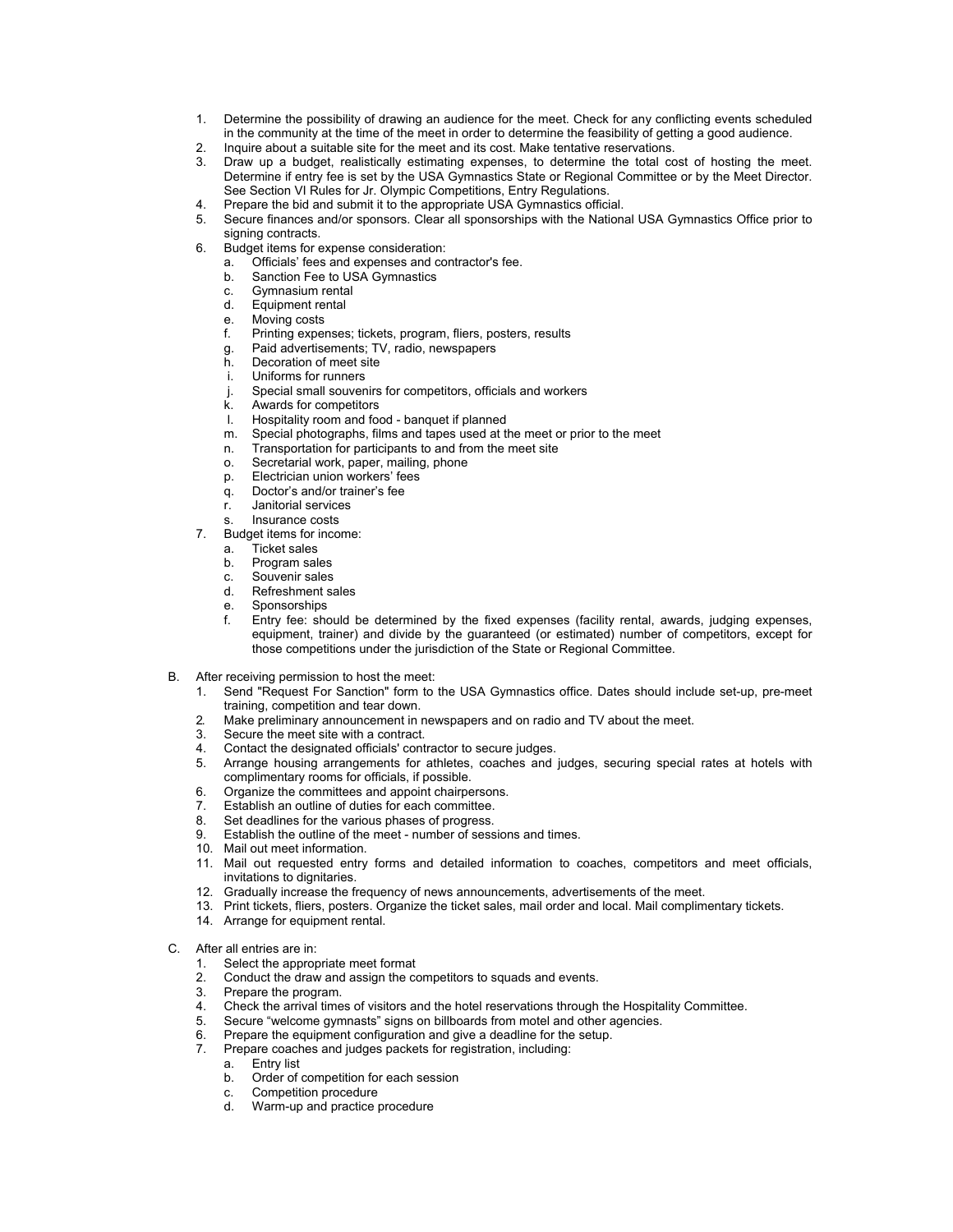1. Determine the possibility of drawing an audience for the meet. Check for any conflicting events scheduled in the community at the time of the meet in order to determine the feasibility of getting a good audience.
2. Inquire about a suitable site for the meet and its cost. Make tentative reservations.
3. Draw up a budget, realistically estimating expenses, to determine the total cost of hosting the meet. Determine if entry fee is set by the USA Gymnastics State or Regional Committee or by the Meet Director. See Section VI Rules for Jr. Olympic Competitions, Entry Regulations.
4. Prepare the bid and submit it to the appropriate USA Gymnastics official.
5. Secure finances and/or sponsors. Clear all sponsorships with the National USA Gymnastics Office prior to signing contracts.
6. Budget items for expense consideration:
   a. Officials' fees and expenses and contractor's fee.
   b. Sanction Fee to USA Gymnastics
   c. Gymnasium rental
   d. Equipment rental
   e. Moving costs
   f. Printing expenses; tickets, program, fliers, posters, results
   g. Paid advertisements; TV, radio, newspapers
   h. Decoration of meet site
   i. Uniforms for runners
   j. Special small souvenirs for competitors, officials and workers
   k. Awards for competitors
   l. Hospitality room and food - banquet if planned
   m. Special photographs, films and tapes used at the meet or prior to the meet
   n. Transportation for participants to and from the meet site
   o. Secretarial work, paper, mailing, phone
   p. Electrician union workers' fees
   q. Doctor's and/or trainer's fee
   r. Janitorial services
   s. Insurance costs
7. Budget items for income:
   a. Ticket sales
   b. Program sales
   c. Souvenir sales
   d. Refreshment sales
   e. Sponsorships
   f. Entry fee: should be determined by the fixed expenses (facility rental, awards, judging expenses, equipment, trainer) and divide by the guaranteed (or estimated) number of competitors, except for those competitions under the jurisdiction of the State or Regional Committee.

B. After receiving permission to host the meet:
   1. Send "Request For Sanction" form to the USA Gymnastics office. Dates should include set-up, pre-meet training, competition and tear down.
   2. Make preliminary announcement in newspapers and on radio and TV about the meet.
   3. Secure the meet site with a contract.
   4. Contact the designated officials' contractor to secure judges.
   5. Arrange housing arrangements for athletes, coaches and judges, securing special rates at hotels with complimentary rooms for officials, if possible.
   6. Organize the committees and appoint chairpersons.
   7. Establish an outline of duties for each committee.
   8. Set deadlines for the various phases of progress.
   9. Establish the outline of the meet - number of sessions and times.
   10. Mail out meet information.
   11. Mail out requested entry forms and detailed information to coaches, competitors and meet officials, invitations to dignitaries.
   12. Gradually increase the frequency of news announcements, advertisements of the meet.
   13. Print tickets, fliers, posters. Organize the ticket sales, mail order and local. Mail complimentary tickets.
   14. Arrange for equipment rental.

C. After all entries are in:
   1. Select the appropriate meet format
   2. Conduct the draw and assign the competitors to squads and events.
   3. Prepare the program.
   4. Check the arrival times of visitors and the hotel reservations through the Hospitality Committee.
   5. Secure "welcome gymnasts" signs on billboards from motel and other agencies.
   6. Prepare the equipment configuration and give a deadline for the setup.
   7. Prepare coaches and judges packets for registration, including:
      a. Entry list
      b. Order of competition for each session
      c. Competition procedure
      d. Warm-up and practice procedure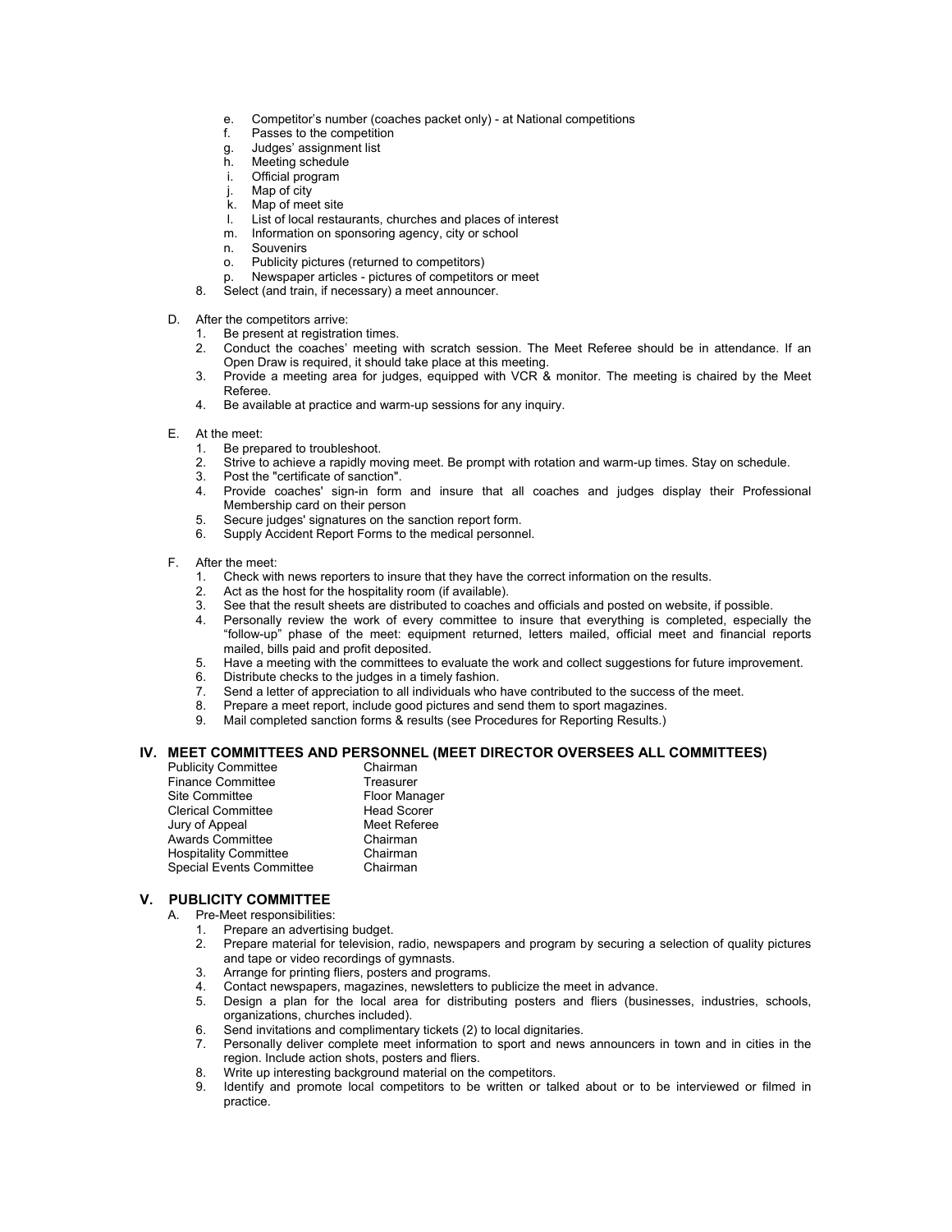e. Competitor's number (coaches packet only) - at National competitions
   f. Passes to the competition
   g. Judges' assignment list
   h. Meeting schedule
   i. Official program
   j. Map of city
   k. Map of meet site
   l. List of local restaurants, churches and places of interest
   m. Information on sponsoring agency, city or school
   n. Souvenirs
   o. Publicity pictures (returned to competitors)
   p. Newspaper articles - pictures of competitors or meet
8. Select (and train, if necessary) a meet announcer.

D. After the competitors arrive:
   1. Be present at registration times.
   2. Conduct the coaches' meeting with scratch session. The Meet Referee should be in attendance. If an Open Draw is required, it should take place at this meeting.
   3. Provide a meeting area for judges, equipped with VCR & monitor. The meeting is chaired by the Meet Referee.
   4. Be available at practice and warm-up sessions for any inquiry.

E. At the meet:
   1. Be prepared to troubleshoot.
   2. Strive to achieve a rapidly moving meet. Be prompt with rotation and warm-up times. Stay on schedule.
   3. Post the "certificate of sanction".
   4. Provide coaches' sign-in form and insure that all coaches and judges display their Professional Membership card on their person
   5. Secure judges' signatures on the sanction report form.
   6. Supply Accident Report Forms to the medical personnel.

F. After the meet:
   1. Check with news reporters to insure that they have the correct information on the results.
   2. Act as the host for the hospitality room (if available).
   3. See that the result sheets are distributed to coaches and officials and posted on website, if possible.
   4. Personally review the work of every committee to insure that everything is completed, especially the "follow-up" phase of the meet: equipment returned, letters mailed, official meet and financial reports mailed, bills paid and profit deposited.
   5. Have a meeting with the committees to evaluate the work and collect suggestions for future improvement.
   6. Distribute checks to the judges in a timely fashion.
   7. Send a letter of appreciation to all individuals who have contributed to the success of the meet.
   8. Prepare a meet report, include good pictures and send them to sport magazines.
   9. Mail completed sanction forms & results (see Procedures for Reporting Results.)

## IV. MEET COMMITTEES AND PERSONNEL (MEET DIRECTOR OVERSEES ALL COMMITTEES)

| | |
|---|---|
| Publicity Committee | Chairman |
| Finance Committee | Treasurer |
| Site Committee | Floor Manager |
| Clerical Committee | Head Scorer |
| Jury of Appeal | Meet Referee |
| Awards Committee | Chairman |
| Hospitality Committee | Chairman |
| Special Events Committee | Chairman |

## V. PUBLICITY COMMITTEE

A. Pre-Meet responsibilities:
   1. Prepare an advertising budget.
   2. Prepare material for television, radio, newspapers and program by securing a selection of quality pictures and tape or video recordings of gymnasts.
   3. Arrange for printing fliers, posters and programs.
   4. Contact newspapers, magazines, newsletters to publicize the meet in advance.
   5. Design a plan for the local area for distributing posters and fliers (businesses, industries, schools, organizations, churches included).
   6. Send invitations and complimentary tickets (2) to local dignitaries.
   7. Personally deliver complete meet information to sport and news announcers in town and in cities in the region. Include action shots, posters and fliers.
   8. Write up interesting background material on the competitors.
   9. Identify and promote local competitors to be written or talked about or to be interviewed or filmed in practice.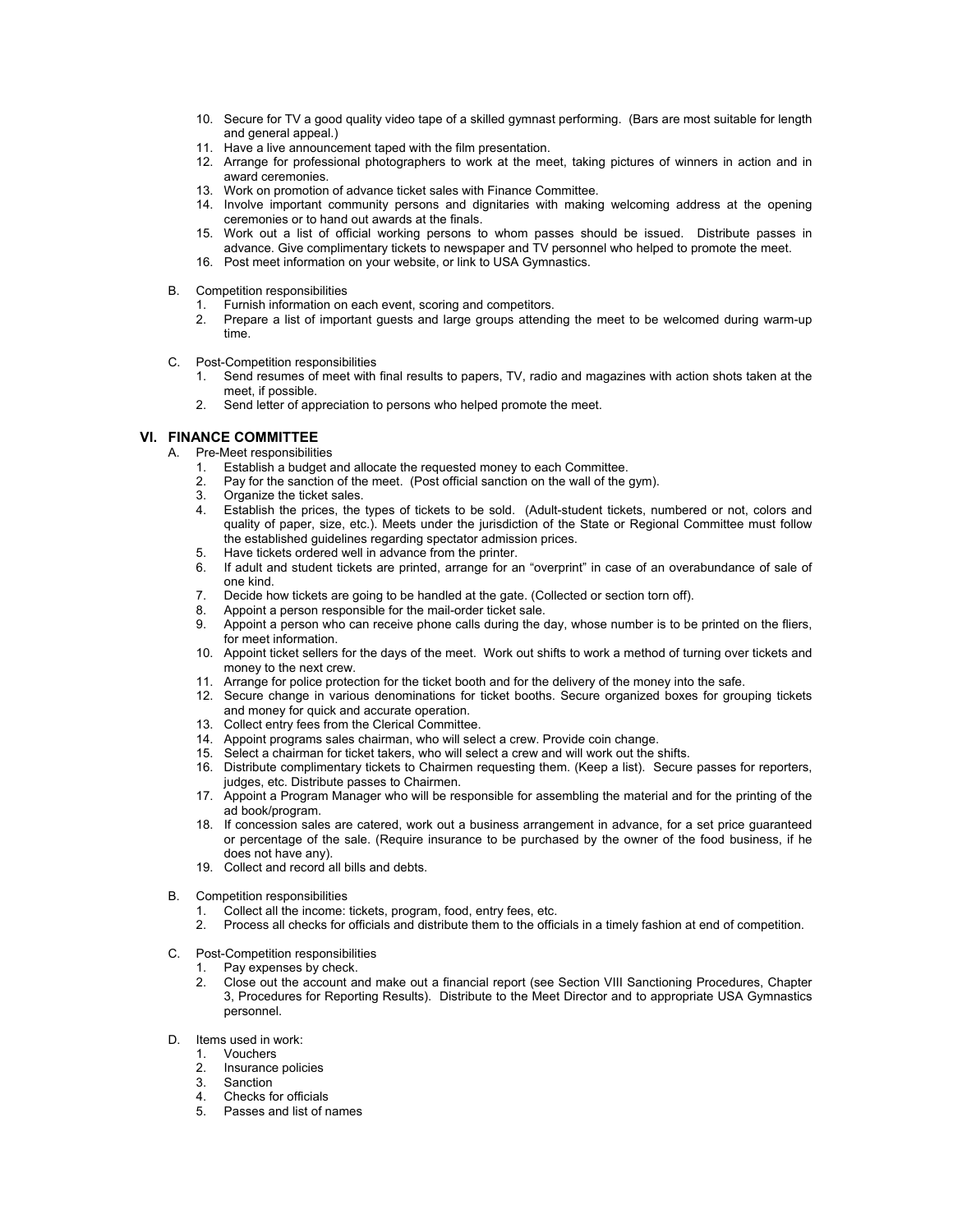10. Secure for TV a good quality video tape of a skilled gymnast performing. (Bars are most suitable for length and general appeal.)
11. Have a live announcement taped with the film presentation.
12. Arrange for professional photographers to work at the meet, taking pictures of winners in action and in award ceremonies.
13. Work on promotion of advance ticket sales with Finance Committee.
14. Involve important community persons and dignitaries with making welcoming address at the opening ceremonies or to hand out awards at the finals.
15. Work out a list of official working persons to whom passes should be issued. Distribute passes in advance. Give complimentary tickets to newspaper and TV personnel who helped to promote the meet.
16. Post meet information on your website, or link to USA Gymnastics.

B. Competition responsibilities
   1. Furnish information on each event, scoring and competitors.
   2. Prepare a list of important guests and large groups attending the meet to be welcomed during warm-up time.

C. Post-Competition responsibilities
   1. Send resumes of meet with final results to papers, TV, radio and magazines with action shots taken at the meet, if possible.
   2. Send letter of appreciation to persons who helped promote the meet.

## VI. FINANCE COMMITTEE

A. Pre-Meet responsibilities
   1. Establish a budget and allocate the requested money to each Committee.
   2. Pay for the sanction of the meet. (Post official sanction on the wall of the gym).
   3. Organize the ticket sales.
   4. Establish the prices, the types of tickets to be sold. (Adult-student tickets, numbered or not, colors and quality of paper, size, etc.). Meets under the jurisdiction of the State or Regional Committee must follow the established guidelines regarding spectator admission prices.
   5. Have tickets ordered well in advance from the printer.
   6. If adult and student tickets are printed, arrange for an "overprint" in case of an overabundance of sale of one kind.
   7. Decide how tickets are going to be handled at the gate. (Collected or section torn off).
   8. Appoint a person responsible for the mail-order ticket sale.
   9. Appoint a person who can receive phone calls during the day, whose number is to be printed on the fliers, for meet information.
   10. Appoint ticket sellers for the days of the meet. Work out shifts to work a method of turning over tickets and money to the next crew.
   11. Arrange for police protection for the ticket booth and for the delivery of the money into the safe.
   12. Secure change in various denominations for ticket booths. Secure organized boxes for grouping tickets and money for quick and accurate operation.
   13. Collect entry fees from the Clerical Committee.
   14. Appoint programs sales chairman, who will select a crew. Provide coin change.
   15. Select a chairman for ticket takers, who will select a crew and will work out the shifts.
   16. Distribute complimentary tickets to Chairmen requesting them. (Keep a list). Secure passes for reporters, judges, etc. Distribute passes to Chairmen.
   17. Appoint a Program Manager who will be responsible for assembling the material and for the printing of the ad book/program.
   18. If concession sales are catered, work out a business arrangement in advance, for a set price guaranteed or percentage of the sale. (Require insurance to be purchased by the owner of the food business, if he does not have any).
   19. Collect and record all bills and debts.

B. Competition responsibilities
   1. Collect all the income: tickets, program, food, entry fees, etc.
   2. Process all checks for officials and distribute them to the officials in a timely fashion at end of competition.

C. Post-Competition responsibilities
   1. Pay expenses by check.
   2. Close out the account and make out a financial report (see Section VIII Sanctioning Procedures, Chapter 3, Procedures for Reporting Results). Distribute to the Meet Director and to appropriate USA Gymnastics personnel.

D. Items used in work:
   1. Vouchers
   2. Insurance policies
   3. Sanction
   4. Checks for officials
   5. Passes and list of names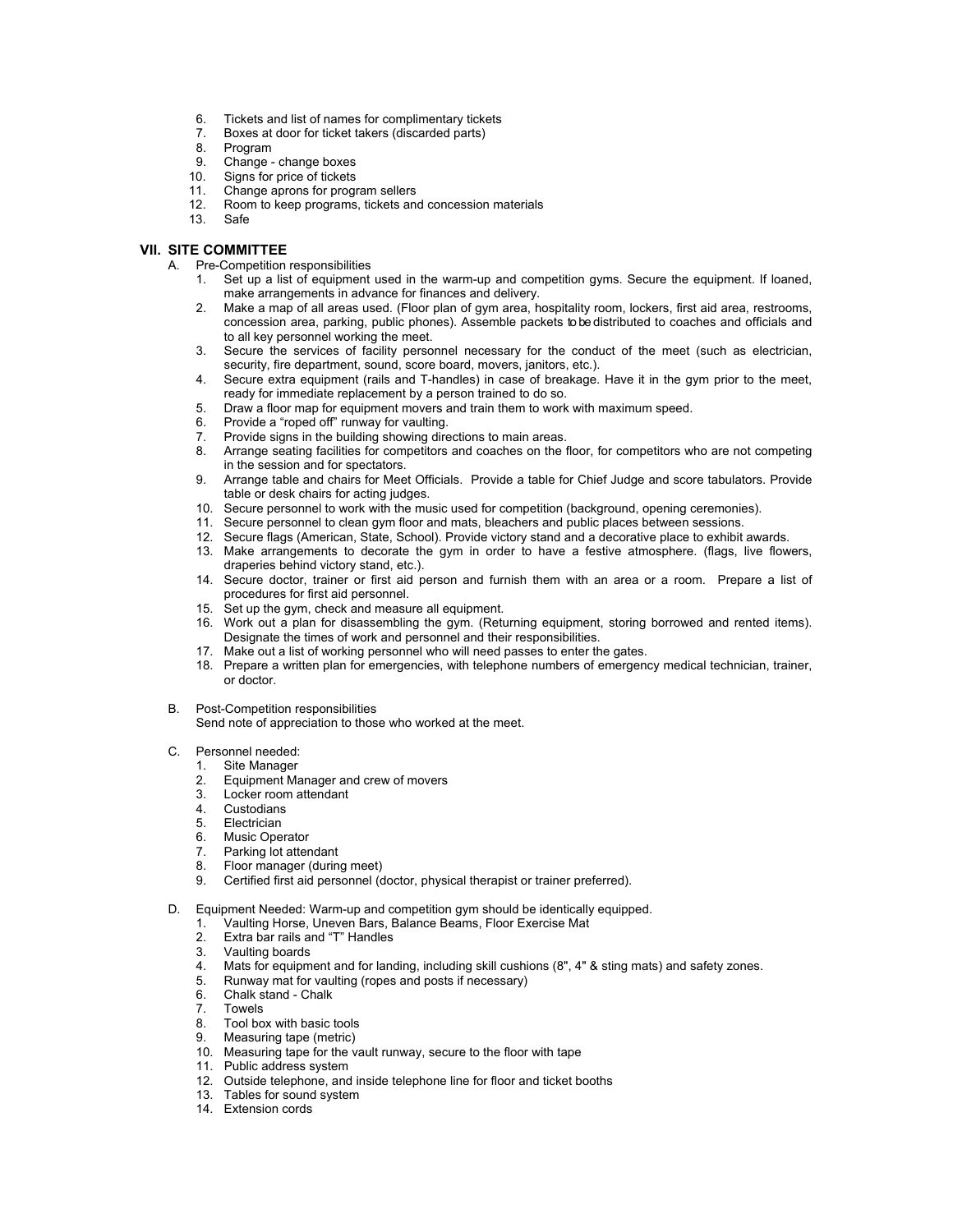6. Tickets and list of names for complimentary tickets
7. Boxes at door for ticket takers (discarded parts)
8. Program
9. Change - change boxes
10. Signs for price of tickets
11. Change aprons for program sellers
12. Room to keep programs, tickets and concession materials
13. Safe

## VII. SITE COMMITTEE

A. Pre-Competition responsibilities

1. Set up a list of equipment used in the warm-up and competition gyms. Secure the equipment. If loaned, make arrangements in advance for finances and delivery.
2. Make a map of all areas used. (Floor plan of gym area, hospitality room, lockers, first aid area, restrooms, concession area, parking, public phones). Assemble packets to be distributed to coaches and officials and to all key personnel working the meet.
3. Secure the services of facility personnel necessary for the conduct of the meet (such as electrician, security, fire department, sound, score board, movers, janitors, etc.).
4. Secure extra equipment (rails and T-handles) in case of breakage. Have it in the gym prior to the meet, ready for immediate replacement by a person trained to do so.
5. Draw a floor map for equipment movers and train them to work with maximum speed.
6. Provide a "roped off" runway for vaulting.
7. Provide signs in the building showing directions to main areas.
8. Arrange seating facilities for competitors and coaches on the floor, for competitors who are not competing in the session and for spectators.
9. Arrange table and chairs for Meet Officials. Provide a table for Chief Judge and score tabulators. Provide table or desk chairs for acting judges.
10. Secure personnel to work with the music used for competition (background, opening ceremonies).
11. Secure personnel to clean gym floor and mats, bleachers and public places between sessions.
12. Secure flags (American, State, School). Provide victory stand and a decorative place to exhibit awards.
13. Make arrangements to decorate the gym in order to have a festive atmosphere. (flags, live flowers, draperies behind victory stand, etc.).
14. Secure doctor, trainer or first aid person and furnish them with an area or a room. Prepare a list of procedures for first aid personnel.
15. Set up the gym, check and measure all equipment.
16. Work out a plan for disassembling the gym. (Returning equipment, storing borrowed and rented items). Designate the times of work and personnel and their responsibilities.
17. Make out a list of working personnel who will need passes to enter the gates.
18. Prepare a written plan for emergencies, with telephone numbers of emergency medical technician, trainer, or doctor.

B. Post-Competition responsibilities

Send note of appreciation to those who worked at the meet.

C. Personnel needed:

1. Site Manager
2. Equipment Manager and crew of movers
3. Locker room attendant
4. Custodians
5. Electrician
6. Music Operator
7. Parking lot attendant
8. Floor manager (during meet)
9. Certified first aid personnel (doctor, physical therapist or trainer preferred).

D. Equipment Needed: Warm-up and competition gym should be identically equipped.

1. Vaulting Horse, Uneven Bars, Balance Beams, Floor Exercise Mat
2. Extra bar rails and "T" Handles
3. Vaulting boards
4. Mats for equipment and for landing, including skill cushions (8", 4" & sting mats) and safety zones.
5. Runway mat for vaulting (ropes and posts if necessary)
6. Chalk stand - Chalk
7. Towels
8. Tool box with basic tools
9. Measuring tape (metric)
10. Measuring tape for the vault runway, secure to the floor with tape
11. Public address system
12. Outside telephone, and inside telephone line for floor and ticket booths
13. Tables for sound system
14. Extension cords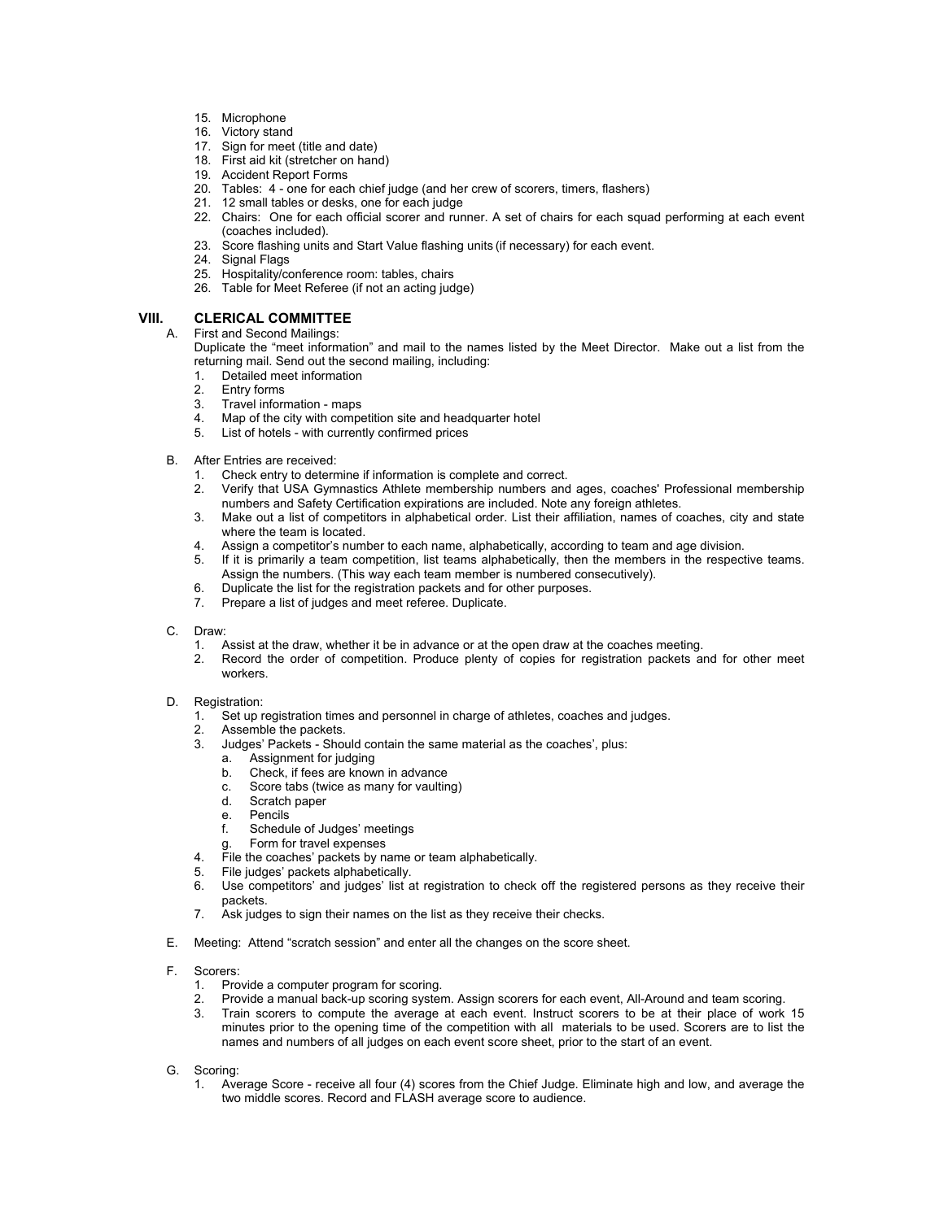15. Microphone
16. Victory stand
17. Sign for meet (title and date)
18. First aid kit (stretcher on hand)
19. Accident Report Forms
20. Tables: 4 - one for each chief judge (and her crew of scorers, timers, flashers)
21. 12 small tables or desks, one for each judge
22. Chairs: One for each official scorer and runner. A set of chairs for each squad performing at each event (coaches included).
23. Score flashing units and Start Value flashing units (if necessary) for each event.
24. Signal Flags
25. Hospitality/conference room: tables, chairs
26. Table for Meet Referee (if not an acting judge)

## VIII. CLERICAL COMMITTEE

A. First and Second Mailings:
Duplicate the "meet information" and mail to the names listed by the Meet Director. Make out a list from the returning mail. Send out the second mailing, including:
   1. Detailed meet information
   2. Entry forms
   3. Travel information - maps
   4. Map of the city with competition site and headquarter hotel
   5. List of hotels - with currently confirmed prices

B. After Entries are received:
   1. Check entry to determine if information is complete and correct.
   2. Verify that USA Gymnastics Athlete membership numbers and ages, coaches' Professional membership numbers and Safety Certification expirations are included. Note any foreign athletes.
   3. Make out a list of competitors in alphabetical order. List their affiliation, names of coaches, city and state where the team is located.
   4. Assign a competitor's number to each name, alphabetically, according to team and age division.
   5. If it is primarily a team competition, list teams alphabetically, then the members in the respective teams. Assign the numbers. (This way each team member is numbered consecutively).
   6. Duplicate the list for the registration packets and for other purposes.
   7. Prepare a list of judges and meet referee. Duplicate.

C. Draw:
   1. Assist at the draw, whether it be in advance or at the open draw at the coaches meeting.
   2. Record the order of competition. Produce plenty of copies for registration packets and for other meet workers.

D. Registration:
   1. Set up registration times and personnel in charge of athletes, coaches and judges.
   2. Assemble the packets.
   3. Judges' Packets - Should contain the same material as the coaches', plus:
      a. Assignment for judging
      b. Check, if fees are known in advance
      c. Score tabs (twice as many for vaulting)
      d. Scratch paper
      e. Pencils
      f. Schedule of Judges' meetings
      g. Form for travel expenses
   4. File the coaches' packets by name or team alphabetically.
   5. File judges' packets alphabetically.
   6. Use competitors' and judges' list at registration to check off the registered persons as they receive their packets.
   7. Ask judges to sign their names on the list as they receive their checks.

E. Meeting: Attend "scratch session" and enter all the changes on the score sheet.

F. Scorers:
   1. Provide a computer program for scoring.
   2. Provide a manual back-up scoring system. Assign scorers for each event, All-Around and team scoring.
   3. Train scorers to compute the average at each event. Instruct scorers to be at their place of work 15 minutes prior to the opening time of the competition with all materials to be used. Scorers are to list the names and numbers of all judges on each event score sheet, prior to the start of an event.

G. Scoring:
   1. Average Score - receive all four (4) scores from the Chief Judge. Eliminate high and low, and average the two middle scores. Record and FLASH average score to audience.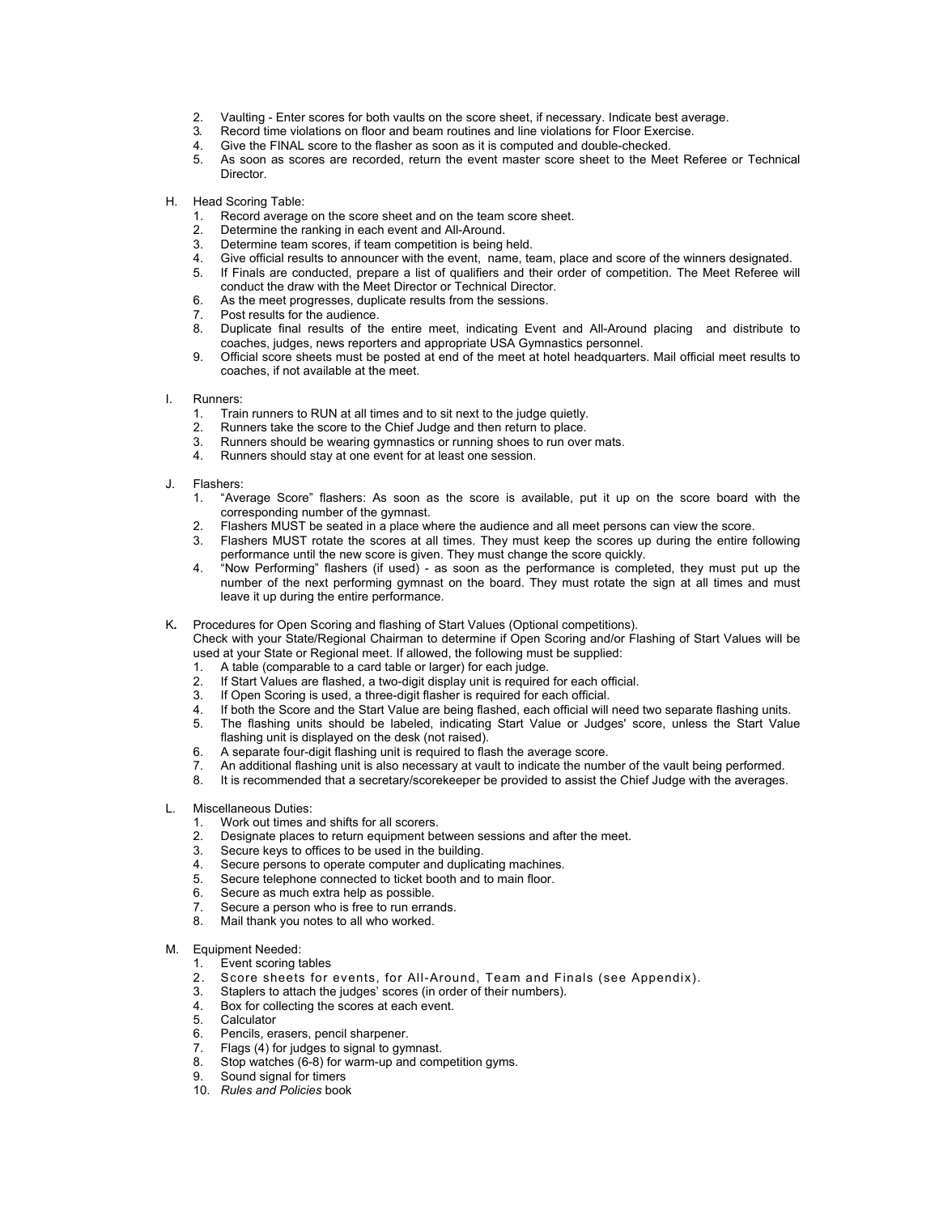2. Vaulting - Enter scores for both vaults on the score sheet, if necessary. Indicate best average.
3. Record time violations on floor and beam routines and line violations for Floor Exercise.
4. Give the FINAL score to the flasher as soon as it is computed and double-checked.
5. As soon as scores are recorded, return the event master score sheet to the Meet Referee or Technical Director.

H. Head Scoring Table:
1. Record average on the score sheet and on the team score sheet.
2. Determine the ranking in each event and All-Around.
3. Determine team scores, if team competition is being held.
4. Give official results to announcer with the event, name, team, place and score of the winners designated.
5. If Finals are conducted, prepare a list of qualifiers and their order of competition. The Meet Referee will conduct the draw with the Meet Director or Technical Director.
6. As the meet progresses, duplicate results from the sessions.
7. Post results for the audience.
8. Duplicate final results of the entire meet, indicating Event and All-Around placing and distribute to coaches, judges, news reporters and appropriate USA Gymnastics personnel.
9. Official score sheets must be posted at end of the meet at hotel headquarters. Mail official meet results to coaches, if not available at the meet.

I. Runners:
1. Train runners to RUN at all times and to sit next to the judge quietly.
2. Runners take the score to the Chief Judge and then return to place.
3. Runners should be wearing gymnastics or running shoes to run over mats.
4. Runners should stay at one event for at least one session.

J. Flashers:
1. "Average Score" flashers: As soon as the score is available, put it up on the score board with the corresponding number of the gymnast.
2. Flashers MUST be seated in a place where the audience and all meet persons can view the score.
3. Flashers MUST rotate the scores at all times. They must keep the scores up during the entire following performance until the new score is given. They must change the score quickly.
4. "Now Performing" flashers (if used) - as soon as the performance is completed, they must put up the number of the next performing gymnast on the board. They must rotate the sign at all times and must leave it up during the entire performance.

K. Procedures for Open Scoring and flashing of Start Values (Optional competitions).
Check with your State/Regional Chairman to determine if Open Scoring and/or Flashing of Start Values will be used at your State or Regional meet. If allowed, the following must be supplied:
1. A table (comparable to a card table or larger) for each judge.
2. If Start Values are flashed, a two-digit display unit is required for each official.
3. If Open Scoring is used, a three-digit flasher is required for each official.
4. If both the Score and the Start Value are being flashed, each official will need two separate flashing units.
5. The flashing units should be labeled, indicating Start Value or Judges' score, unless the Start Value flashing unit is displayed on the desk (not raised).
6. A separate four-digit flashing unit is required to flash the average score.
7. An additional flashing unit is also necessary at vault to indicate the number of the vault being performed.
8. It is recommended that a secretary/scorekeeper be provided to assist the Chief Judge with the averages.

L. Miscellaneous Duties:
1. Work out times and shifts for all scorers.
2. Designate places to return equipment between sessions and after the meet.
3. Secure keys to offices to be used in the building.
4. Secure persons to operate computer and duplicating machines.
5. Secure telephone connected to ticket booth and to main floor.
6. Secure as much extra help as possible.
7. Secure a person who is free to run errands.
8. Mail thank you notes to all who worked.

M. Equipment Needed:
1. Event scoring tables
2. Score sheets for events, for All-Around, Team and Finals (see Appendix).
3. Staplers to attach the judges' scores (in order of their numbers).
4. Box for collecting the scores at each event.
5. Calculator
6. Pencils, erasers, pencil sharpener.
7. Flags (4) for judges to signal to gymnast.
8. Stop watches (6-8) for warm-up and competition gyms.
9. Sound signal for timers
10. *Rules and Policies* book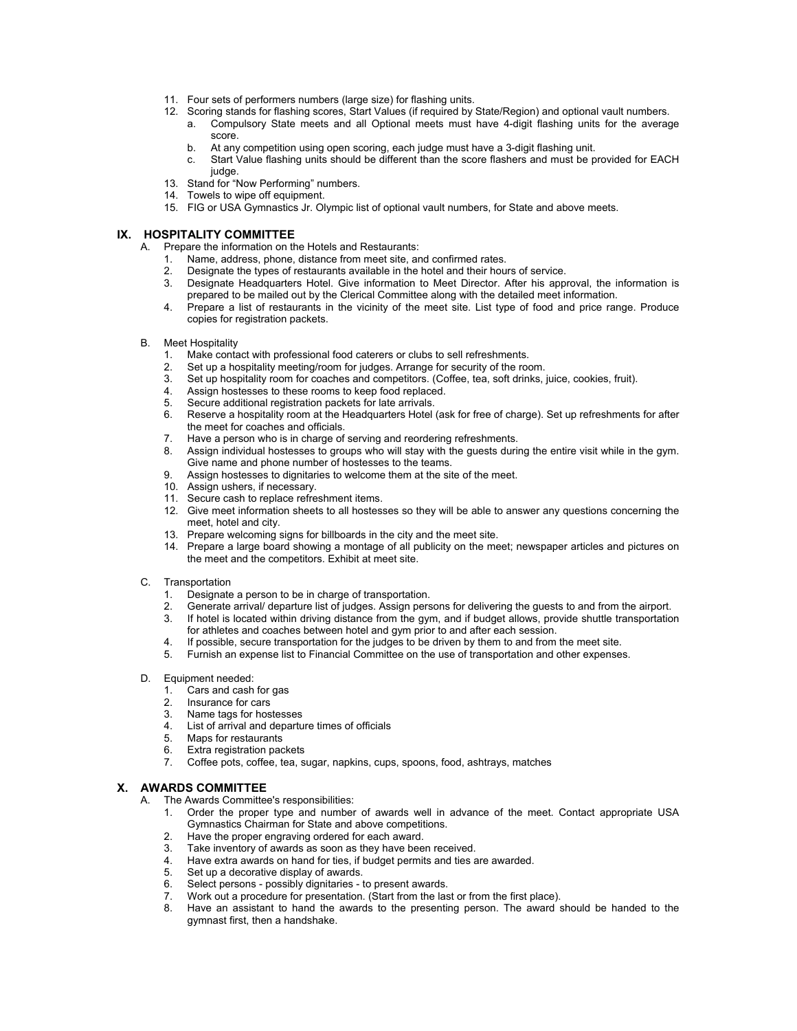11. Four sets of performers numbers (large size) for flashing units.
12. Scoring stands for flashing scores, Start Values (if required by State/Region) and optional vault numbers.
    a. Compulsory State meets and all Optional meets must have 4-digit flashing units for the average score.
    b. At any competition using open scoring, each judge must have a 3-digit flashing unit.
    c. Start Value flashing units should be different than the score flashers and must be provided for EACH judge.
13. Stand for "Now Performing" numbers.
14. Towels to wipe off equipment.
15. FIG or USA Gymnastics Jr. Olympic list of optional vault numbers, for State and above meets.

## IX. HOSPITALITY COMMITTEE

A. Prepare the information on the Hotels and Restaurants:
   1. Name, address, phone, distance from meet site, and confirmed rates.
   2. Designate the types of restaurants available in the hotel and their hours of service.
   3. Designate Headquarters Hotel. Give information to Meet Director. After his approval, the information is prepared to be mailed out by the Clerical Committee along with the detailed meet information.
   4. Prepare a list of restaurants in the vicinity of the meet site. List type of food and price range. Produce copies for registration packets.

B. Meet Hospitality
   1. Make contact with professional food caterers or clubs to sell refreshments.
   2. Set up a hospitality meeting/room for judges. Arrange for security of the room.
   3. Set up hospitality room for coaches and competitors. (Coffee, tea, soft drinks, juice, cookies, fruit).
   4. Assign hostesses to these rooms to keep food replaced.
   5. Secure additional registration packets for late arrivals.
   6. Reserve a hospitality room at the Headquarters Hotel (ask for free of charge). Set up refreshments for after the meet for coaches and officials.
   7. Have a person who is in charge of serving and reordering refreshments.
   8. Assign individual hostesses to groups who will stay with the guests during the entire visit while in the gym. Give name and phone number of hostesses to the teams.
   9. Assign hostesses to dignitaries to welcome them at the site of the meet.
   10. Assign ushers, if necessary.
   11. Secure cash to replace refreshment items.
   12. Give meet information sheets to all hostesses so they will be able to answer any questions concerning the meet, hotel and city.
   13. Prepare welcoming signs for billboards in the city and the meet site.
   14. Prepare a large board showing a montage of all publicity on the meet; newspaper articles and pictures on the meet and the competitors. Exhibit at meet site.

C. Transportation
   1. Designate a person to be in charge of transportation.
   2. Generate arrival/ departure list of judges. Assign persons for delivering the guests to and from the airport.
   3. If hotel is located within driving distance from the gym, and if budget allows, provide shuttle transportation for athletes and coaches between hotel and gym prior to and after each session.
   4. If possible, secure transportation for the judges to be driven by them to and from the meet site.
   5. Furnish an expense list to Financial Committee on the use of transportation and other expenses.

D. Equipment needed:
   1. Cars and cash for gas
   2. Insurance for cars
   3. Name tags for hostesses
   4. List of arrival and departure times of officials
   5. Maps for restaurants
   6. Extra registration packets
   7. Coffee pots, coffee, tea, sugar, napkins, cups, spoons, food, ashtrays, matches

## X. AWARDS COMMITTEE

A. The Awards Committee's responsibilities:
   1. Order the proper type and number of awards well in advance of the meet. Contact appropriate USA Gymnastics Chairman for State and above competitions.
   2. Have the proper engraving ordered for each award.
   3. Take inventory of awards as soon as they have been received.
   4. Have extra awards on hand for ties, if budget permits and ties are awarded.
   5. Set up a decorative display of awards.
   6. Select persons - possibly dignitaries - to present awards.
   7. Work out a procedure for presentation. (Start from the last or from the first place).
   8. Have an assistant to hand the awards to the presenting person. The award should be handed to the gymnast first, then a handshake.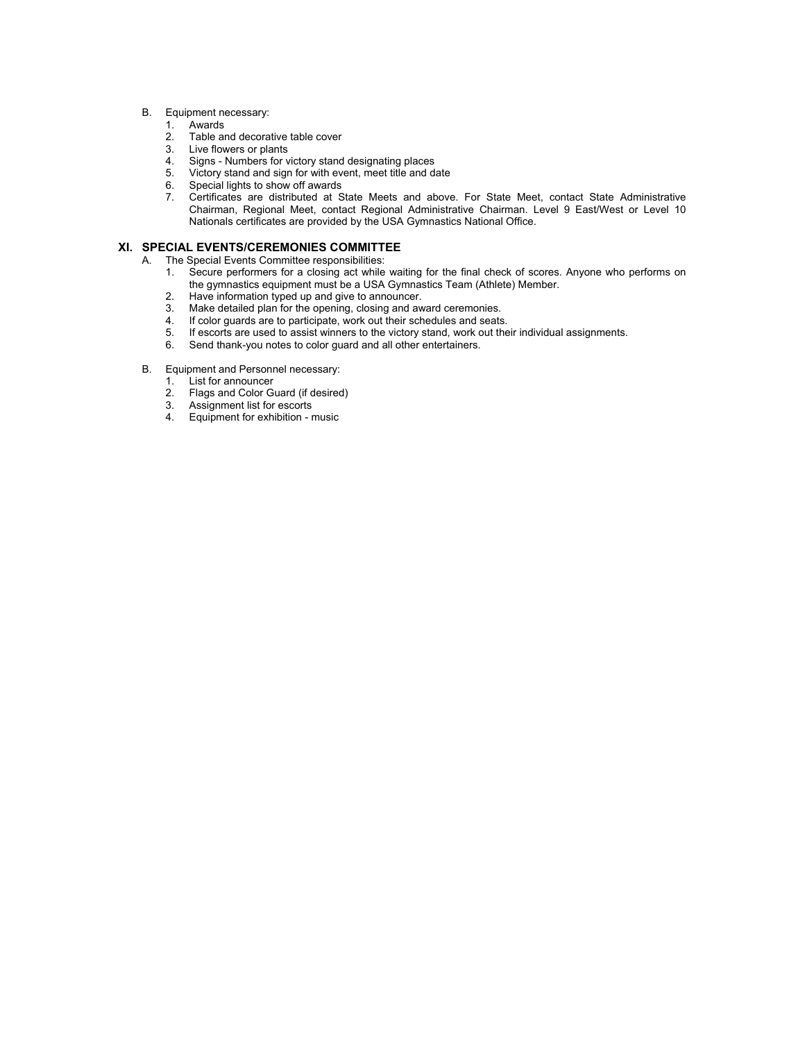B. Equipment necessary:
   1. Awards
   2. Table and decorative table cover
   3. Live flowers or plants
   4. Signs - Numbers for victory stand designating places
   5. Victory stand and sign for with event, meet title and date
   6. Special lights to show off awards
   7. Certificates are distributed at State Meets and above. For State Meet, contact State Administrative Chairman, Regional Meet, contact Regional Administrative Chairman. Level 9 East/West or Level 10 Nationals certificates are provided by the USA Gymnastics National Office.

## XI. SPECIAL EVENTS/CEREMONIES COMMITTEE

A. The Special Events Committee responsibilities:
   1. Secure performers for a closing act while waiting for the final check of scores. Anyone who performs on the gymnastics equipment must be a USA Gymnastics Team (Athlete) Member.
   2. Have information typed up and give to announcer.
   3. Make detailed plan for the opening, closing and award ceremonies.
   4. If color guards are to participate, work out their schedules and seats.
   5. If escorts are used to assist winners to the victory stand, work out their individual assignments.
   6. Send thank-you notes to color guard and all other entertainers.

B. Equipment and Personnel necessary:
   1. List for announcer
   2. Flags and Color Guard (if desired)
   3. Assignment list for escorts
   4. Equipment for exhibition - music